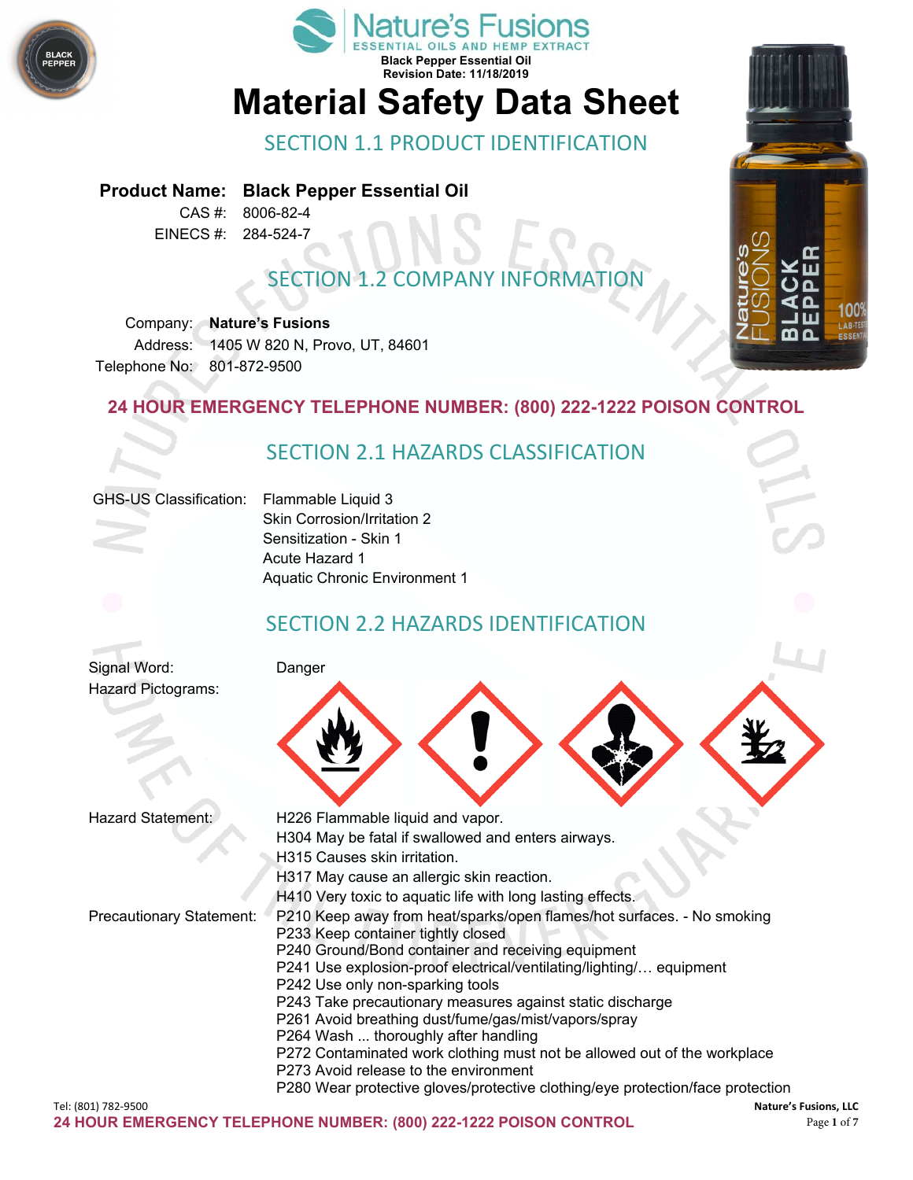Nature's Fusions
ESSENTIAL OILS AND HEMP EXTRACT

Black Pepper Essential Oil
Revision Date: 11/18/2019

# Material Safety Data Sheet

## SECTION 1.1 PRODUCT IDENTIFICATION

**Product Name:** **Black Pepper Essential Oil**
CAS #: 8006-82-4
EINECS #: 284-524-7

## SECTION 1.2 COMPANY INFORMATION

Company: **Nature's Fusions**
Address: 1405 W 820 N, Provo, UT, 84601
Telephone No: 801-872-9500

**24 HOUR EMERGENCY TELEPHONE NUMBER: (800) 222-1222 POISON CONTROL**

## SECTION 2.1 HAZARDS CLASSIFICATION

GHS-US Classification:
- Flammable Liquid 3
- Skin Corrosion/Irritation 2
- Sensitization - Skin 1
- Acute Hazard 1
- Aquatic Chronic Environment 1

## SECTION 2.2 HAZARDS IDENTIFICATION

Signal Word: Danger

Hazard Pictograms:

Hazard Statement:
- H226 Flammable liquid and vapor.
- H304 May be fatal if swallowed and enters airways.
- H315 Causes skin irritation.
- H317 May cause an allergic skin reaction.
- H410 Very toxic to aquatic life with long lasting effects.

Precautionary Statement:
- P210 Keep away from heat/sparks/open flames/hot surfaces. - No smoking
- P233 Keep container tightly closed
- P240 Ground/Bond container and receiving equipment
- P241 Use explosion-proof electrical/ventilating/lighting/… equipment
- P242 Use only non-sparking tools
- P243 Take precautionary measures against static discharge
- P261 Avoid breathing dust/fume/gas/mist/vapors/spray
- P264 Wash ... thoroughly after handling
- P272 Contaminated work clothing must not be allowed out of the workplace
- P273 Avoid release to the environment
- P280 Wear protective gloves/protective clothing/eye protection/face protection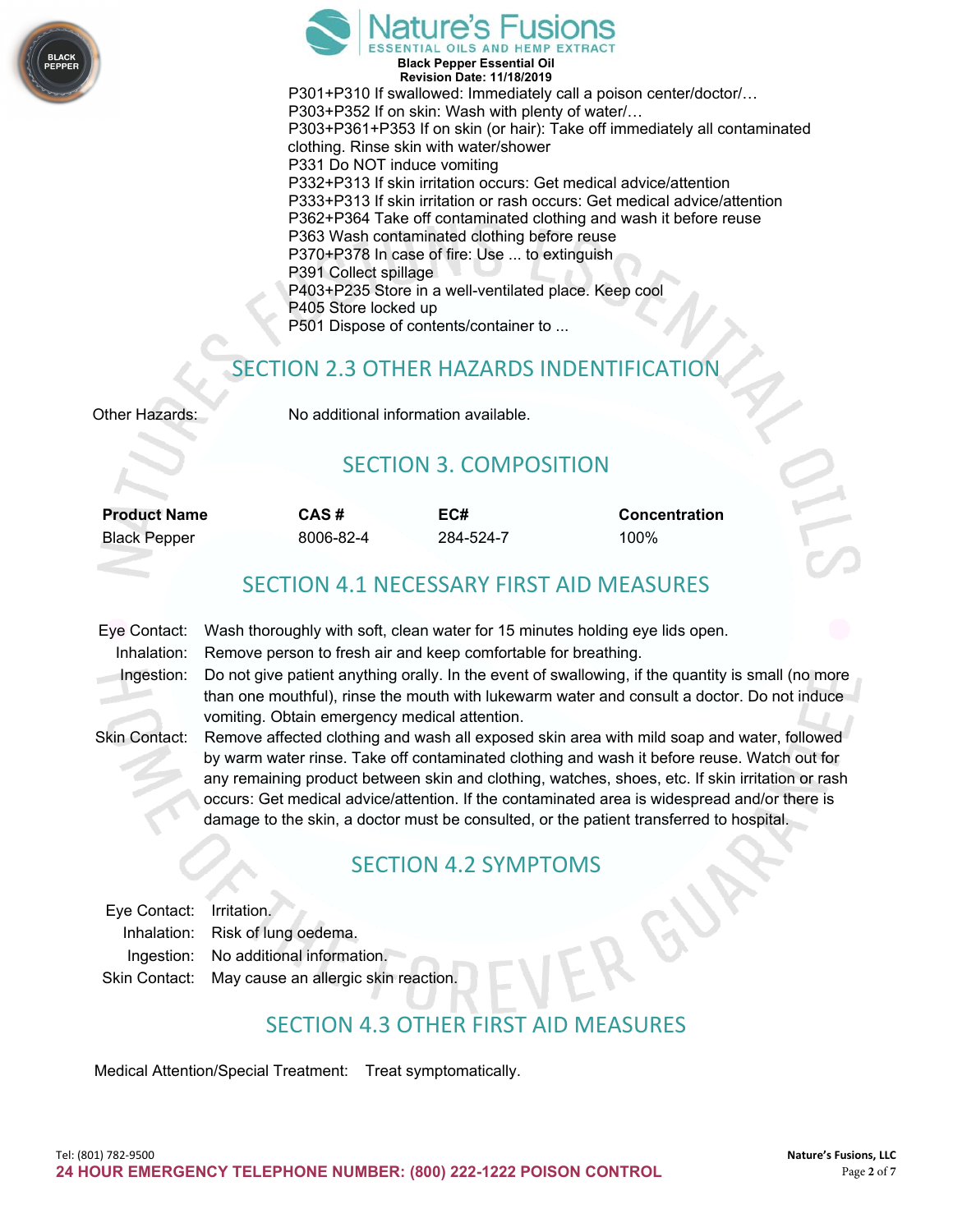P301+P310 If swallowed: Immediately call a poison center/doctor/…
P303+P352 If on skin: Wash with plenty of water/…
P303+P361+P353 If on skin (or hair): Take off immediately all contaminated clothing. Rinse skin with water/shower
P331 Do NOT induce vomiting
P332+P313 If skin irritation occurs: Get medical advice/attention
P333+P313 If skin irritation or rash occurs: Get medical advice/attention
P362+P364 Take off contaminated clothing and wash it before reuse
P363 Wash contaminated clothing before reuse
P370+P378 In case of fire: Use ... to extinguish
P391 Collect spillage
P403+P235 Store in a well-ventilated place. Keep cool
P405 Store locked up
P501 Dispose of contents/container to ...

## SECTION 2.3 OTHER HAZARDS INDENTIFICATION

Other Hazards: No additional information available.

## SECTION 3. COMPOSITION

| Product Name | CAS # | EC# | Concentration |
|---|---|---|---|
| Black Pepper | 8006-82-4 | 284-524-7 | 100% |

## SECTION 4.1 NECESSARY FIRST AID MEASURES

**Eye Contact:** Wash thoroughly with soft, clean water for 15 minutes holding eye lids open.

**Inhalation:** Remove person to fresh air and keep comfortable for breathing.

**Ingestion:** Do not give patient anything orally. In the event of swallowing, if the quantity is small (no more than one mouthful), rinse the mouth with lukewarm water and consult a doctor. Do not induce vomiting. Obtain emergency medical attention.

**Skin Contact:** Remove affected clothing and wash all exposed skin area with mild soap and water, followed by warm water rinse. Take off contaminated clothing and wash it before reuse. Watch out for any remaining product between skin and clothing, watches, shoes, etc. If skin irritation or rash occurs: Get medical advice/attention. If the contaminated area is widespread and/or there is damage to the skin, a doctor must be consulted, or the patient transferred to hospital.

## SECTION 4.2 SYMPTOMS

**Eye Contact:** Irritation.

**Inhalation:** Risk of lung oedema.

**Ingestion:** No additional information.

**Skin Contact:** May cause an allergic skin reaction.

## SECTION 4.3 OTHER FIRST AID MEASURES

Medical Attention/Special Treatment: Treat symptomatically.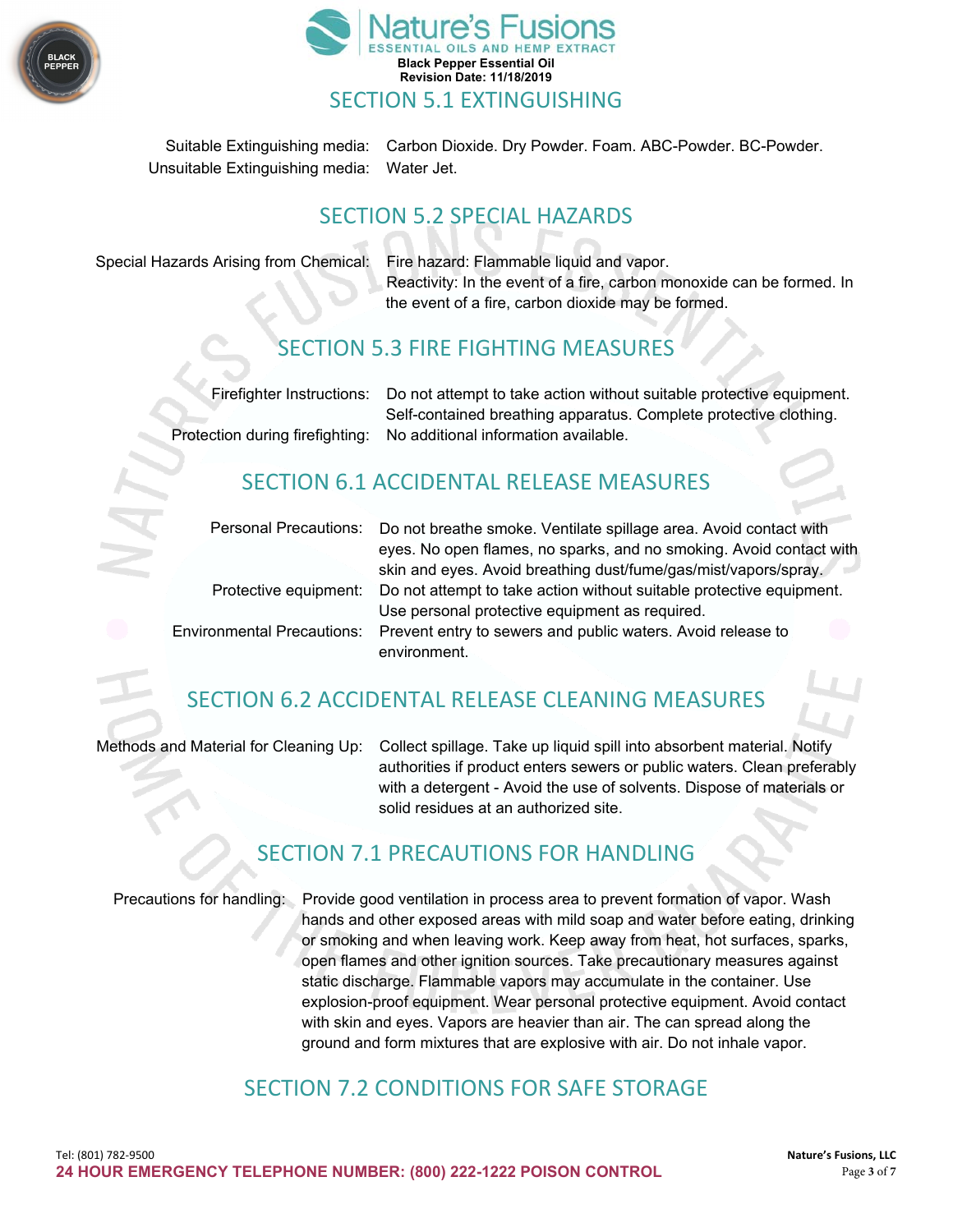## SECTION 5.1 EXTINGUISHING

| | |
|---|---|
| Suitable Extinguishing media: | Carbon Dioxide. Dry Powder. Foam. ABC-Powder. BC-Powder. |
| Unsuitable Extinguishing media: | Water Jet. |

## SECTION 5.2 SPECIAL HAZARDS

| | |
|---|---|
| Special Hazards Arising from Chemical: | Fire hazard: Flammable liquid and vapor. Reactivity: In the event of a fire, carbon monoxide can be formed. In the event of a fire, carbon dioxide may be formed. |

## SECTION 5.3 FIRE FIGHTING MEASURES

| | |
|---|---|
| Firefighter Instructions: | Do not attempt to take action without suitable protective equipment. Self-contained breathing apparatus. Complete protective clothing. |
| Protection during firefighting: | No additional information available. |

## SECTION 6.1 ACCIDENTAL RELEASE MEASURES

| | |
|---|---|
| Personal Precautions: | Do not breathe smoke. Ventilate spillage area. Avoid contact with eyes. No open flames, no sparks, and no smoking. Avoid contact with skin and eyes. Avoid breathing dust/fume/gas/mist/vapors/spray. |
| Protective equipment: | Do not attempt to take action without suitable protective equipment. Use personal protective equipment as required. |
| Environmental Precautions: | Prevent entry to sewers and public waters. Avoid release to environment. |

## SECTION 6.2 ACCIDENTAL RELEASE CLEANING MEASURES

| | |
|---|---|
| Methods and Material for Cleaning Up: | Collect spillage. Take up liquid spill into absorbent material. Notify authorities if product enters sewers or public waters. Clean preferably with a detergent - Avoid the use of solvents. Dispose of materials or solid residues at an authorized site. |

## SECTION 7.1 PRECAUTIONS FOR HANDLING

| | |
|---|---|
| Precautions for handling: | Provide good ventilation in process area to prevent formation of vapor. Wash hands and other exposed areas with mild soap and water before eating, drinking or smoking and when leaving work. Keep away from heat, hot surfaces, sparks, open flames and other ignition sources. Take precautionary measures against static discharge. Flammable vapors may accumulate in the container. Use explosion-proof equipment. Wear personal protective equipment. Avoid contact with skin and eyes. Vapors are heavier than air. The can spread along the ground and form mixtures that are explosive with air. Do not inhale vapor. |

## SECTION 7.2 CONDITIONS FOR SAFE STORAGE

Tel: (801) 782-9500

**24 HOUR EMERGENCY TELEPHONE NUMBER: (800) 222-1222 POISON CONTROL**

**Nature's Fusions, LLC**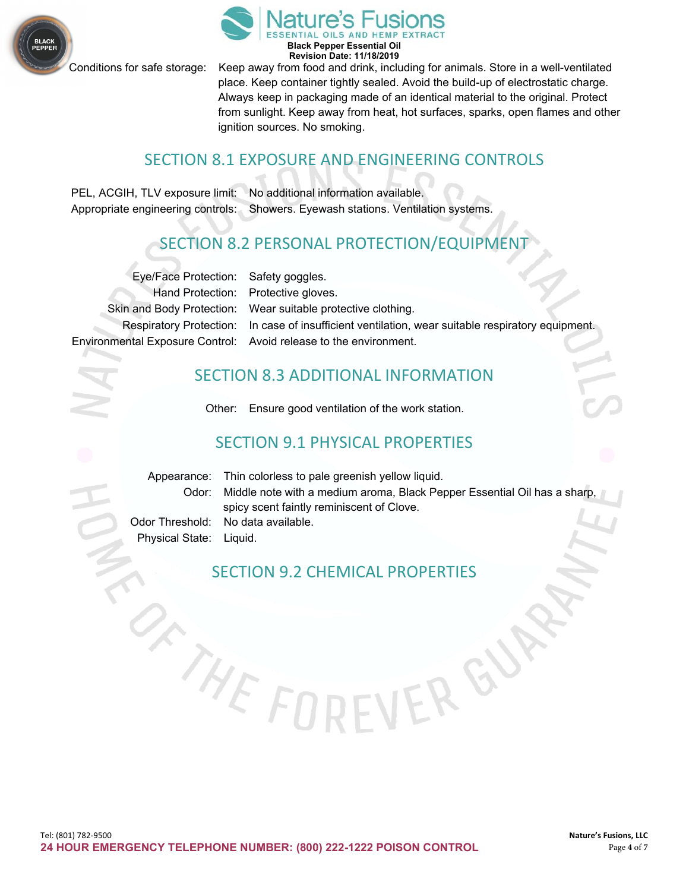Conditions for safe storage: Keep away from food and drink, including for animals. Store in a well-ventilated place. Keep container tightly sealed. Avoid the build-up of electrostatic charge. Always keep in packaging made of an identical material to the original. Protect from sunlight. Keep away from heat, hot surfaces, sparks, open flames and other ignition sources. No smoking.

## SECTION 8.1 EXPOSURE AND ENGINEERING CONTROLS

PEL, ACGIH, TLV exposure limit: No additional information available.
Appropriate engineering controls: Showers. Eyewash stations. Ventilation systems.

## SECTION 8.2 PERSONAL PROTECTION/EQUIPMENT

Eye/Face Protection: Safety goggles.
Hand Protection: Protective gloves.
Skin and Body Protection: Wear suitable protective clothing.
Respiratory Protection: In case of insufficient ventilation, wear suitable respiratory equipment.
Environmental Exposure Control: Avoid release to the environment.

## SECTION 8.3 ADDITIONAL INFORMATION

Other: Ensure good ventilation of the work station.

## SECTION 9.1 PHYSICAL PROPERTIES

Appearance: Thin colorless to pale greenish yellow liquid.
Odor: Middle note with a medium aroma, Black Pepper Essential Oil has a sharp, spicy scent faintly reminiscent of Clove.
Odor Threshold: No data available.
Physical State: Liquid.

## SECTION 9.2 CHEMICAL PROPERTIES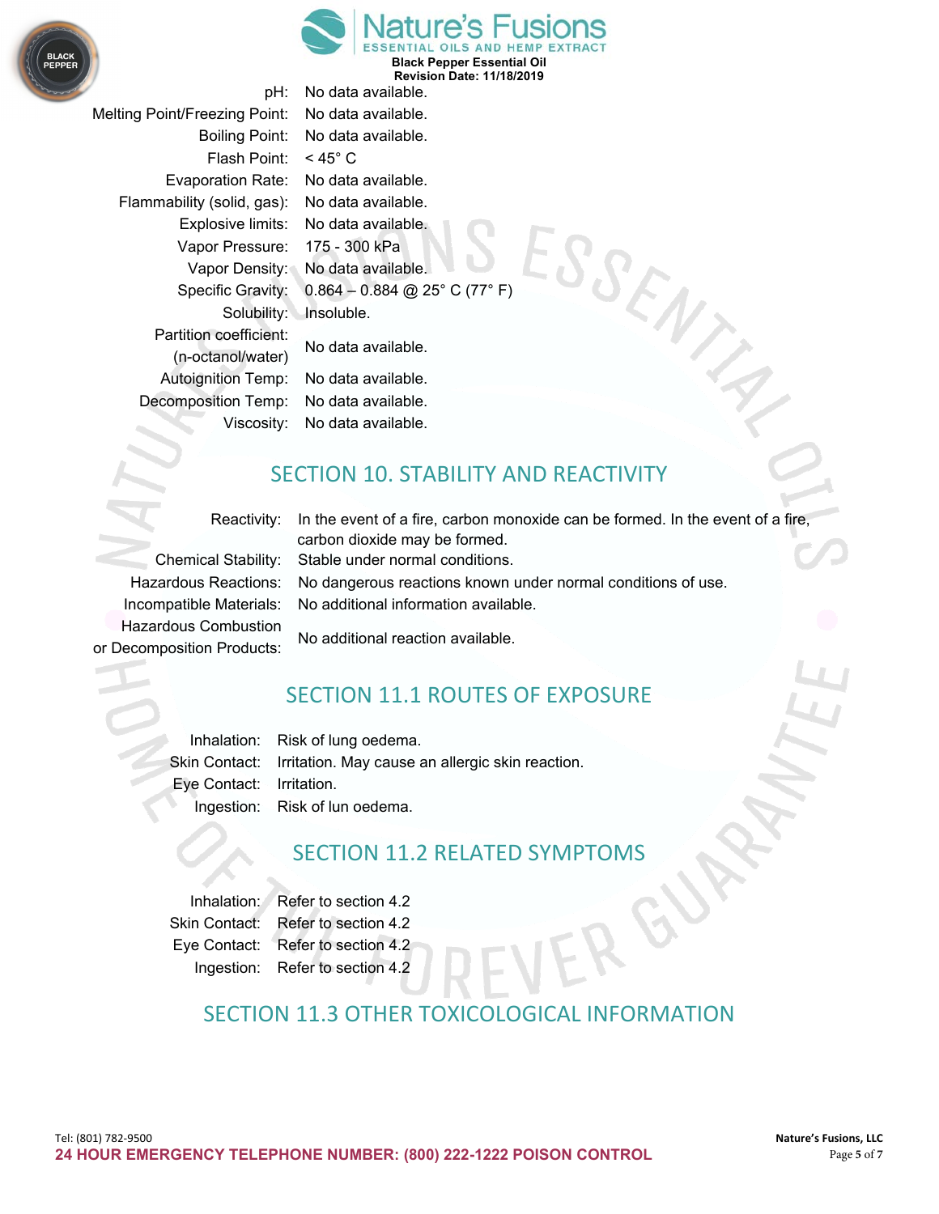| | |
|---|---|
| pH: | No data available. |
| Melting Point/Freezing Point: | No data available. |
| Boiling Point: | No data available. |
| Flash Point: | < 45° C |
| Evaporation Rate: | No data available. |
| Flammability (solid, gas): | No data available. |
| Explosive limits: | No data available. |
| Vapor Pressure: | 175 - 300 kPa |
| Vapor Density: | No data available. |
| Specific Gravity: | 0.864 – 0.884 @ 25° C (77° F) |
| Solubility: | Insoluble. |
| Partition coefficient: (n-octanol/water) | No data available. |
| Autoignition Temp: | No data available. |
| Decomposition Temp: | No data available. |
| Viscosity: | No data available. |

## SECTION 10. STABILITY AND REACTIVITY

| | |
|---|---|
| Reactivity: | In the event of a fire, carbon monoxide can be formed. In the event of a fire, carbon dioxide may be formed. |
| Chemical Stability: | Stable under normal conditions. |
| Hazardous Reactions: | No dangerous reactions known under normal conditions of use. |
| Incompatible Materials: | No additional information available. |
| Hazardous Combustion or Decomposition Products: | No additional reaction available. |

## SECTION 11.1 ROUTES OF EXPOSURE

| | |
|---|---|
| Inhalation: | Risk of lung oedema. |
| Skin Contact: | Irritation. May cause an allergic skin reaction. |
| Eye Contact: | Irritation. |
| Ingestion: | Risk of lun oedema. |

## SECTION 11.2 RELATED SYMPTOMS

| | |
|---|---|
| Inhalation: | Refer to section 4.2 |
| Skin Contact: | Refer to section 4.2 |
| Eye Contact: | Refer to section 4.2 |
| Ingestion: | Refer to section 4.2 |

## SECTION 11.3 OTHER TOXICOLOGICAL INFORMATION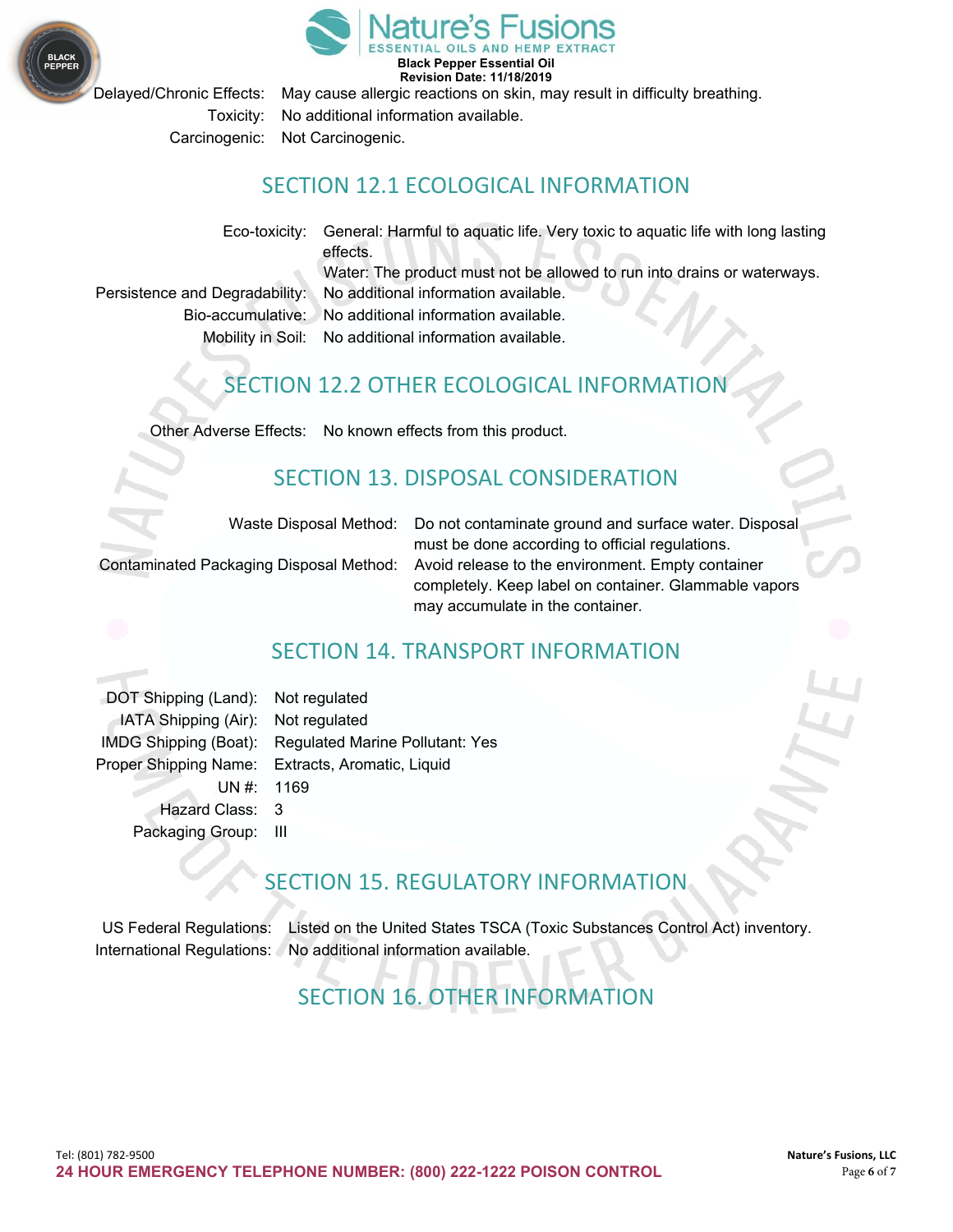| | |
|---|---|
| Delayed/Chronic Effects: | May cause allergic reactions on skin, may result in difficulty breathing. |
| Toxicity: | No additional information available. |
| Carcinogenic: | Not Carcinogenic. |

## SECTION 12.1 ECOLOGICAL INFORMATION

| | |
|---|---|
| Eco-toxicity: | General: Harmful to aquatic life. Very toxic to aquatic life with long lasting effects.<br>Water: The product must not be allowed to run into drains or waterways. |
| Persistence and Degradability: | No additional information available. |
| Bio-accumulative: | No additional information available. |
| Mobility in Soil: | No additional information available. |

## SECTION 12.2 OTHER ECOLOGICAL INFORMATION

| | |
|---|---|
| Other Adverse Effects: | No known effects from this product. |

## SECTION 13. DISPOSAL CONSIDERATION

| | |
|---|---|
| Waste Disposal Method: | Do not contaminate ground and surface water. Disposal must be done according to official regulations. |
| Contaminated Packaging Disposal Method: | Avoid release to the environment. Empty container completely. Keep label on container. Glammable vapors may accumulate in the container. |

## SECTION 14. TRANSPORT INFORMATION

| | |
|---|---|
| DOT Shipping (Land): | Not regulated |
| IATA Shipping (Air): | Not regulated |
| IMDG Shipping (Boat): | Regulated Marine Pollutant: Yes |
| Proper Shipping Name: | Extracts, Aromatic, Liquid |
| UN #: | 1169 |
| Hazard Class: | 3 |
| Packaging Group: | III |

## SECTION 15. REGULATORY INFORMATION

| | |
|---|---|
| US Federal Regulations: | Listed on the United States TSCA (Toxic Substances Control Act) inventory. |
| International Regulations: | No additional information available. |

## SECTION 16. OTHER INFORMATION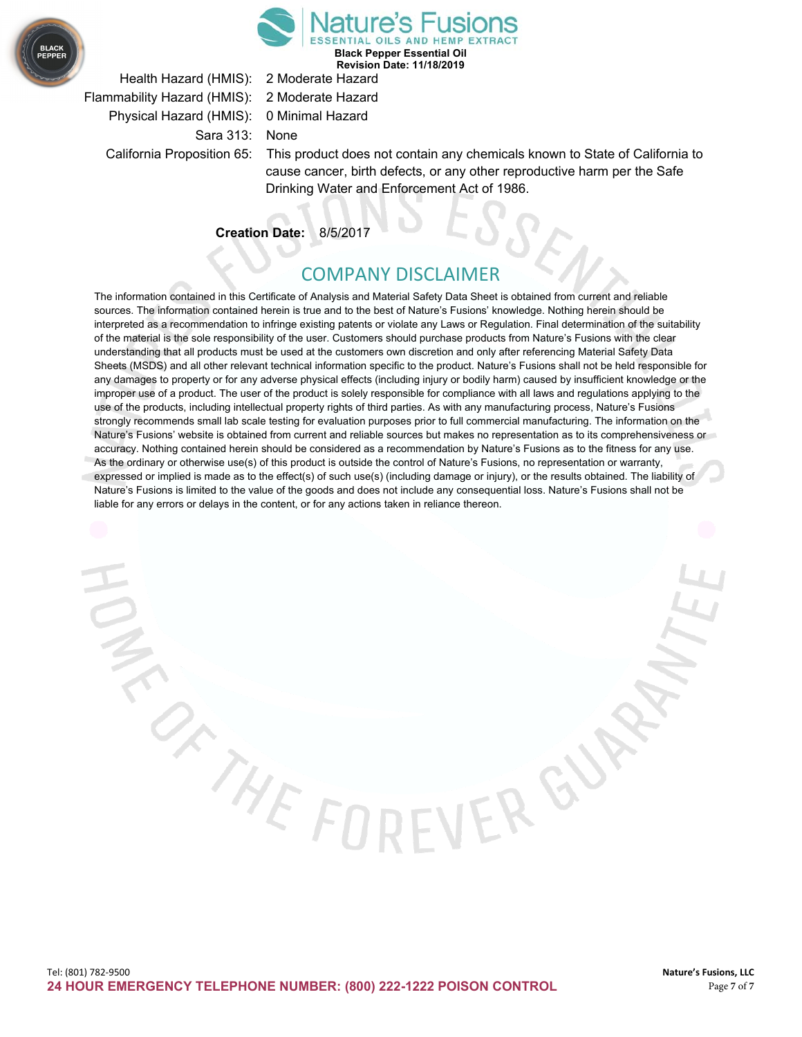Health Hazard (HMIS): 2 Moderate Hazard

Flammability Hazard (HMIS): 2 Moderate Hazard

Physical Hazard (HMIS): 0 Minimal Hazard

Sara 313: None

California Proposition 65: This product does not contain any chemicals known to State of California to cause cancer, birth defects, or any other reproductive harm per the Safe Drinking Water and Enforcement Act of 1986.

**Creation Date:** 8/5/2017

## COMPANY DISCLAIMER

The information contained in this Certificate of Analysis and Material Safety Data Sheet is obtained from current and reliable sources. The information contained herein is true and to the best of Nature's Fusions' knowledge. Nothing herein should be interpreted as a recommendation to infringe existing patents or violate any Laws or Regulation. Final determination of the suitability of the material is the sole responsibility of the user. Customers should purchase products from Nature's Fusions with the clear understanding that all products must be used at the customers own discretion and only after referencing Material Safety Data Sheets (MSDS) and all other relevant technical information specific to the product. Nature's Fusions shall not be held responsible for any damages to property or for any adverse physical effects (including injury or bodily harm) caused by insufficient knowledge or the improper use of a product. The user of the product is solely responsible for compliance with all laws and regulations applying to the use of the products, including intellectual property rights of third parties. As with any manufacturing process, Nature's Fusions strongly recommends small lab scale testing for evaluation purposes prior to full commercial manufacturing. The information on the Nature's Fusions' website is obtained from current and reliable sources but makes no representation as to its comprehensiveness or accuracy. Nothing contained herein should be considered as a recommendation by Nature's Fusions as to the fitness for any use. As the ordinary or otherwise use(s) of this product is outside the control of Nature's Fusions, no representation or warranty, expressed or implied is made as to the effect(s) of such use(s) (including damage or injury), or the results obtained. The liability of Nature's Fusions is limited to the value of the goods and does not include any consequential loss. Nature's Fusions shall not be liable for any errors or delays in the content, or for any actions taken in reliance thereon.